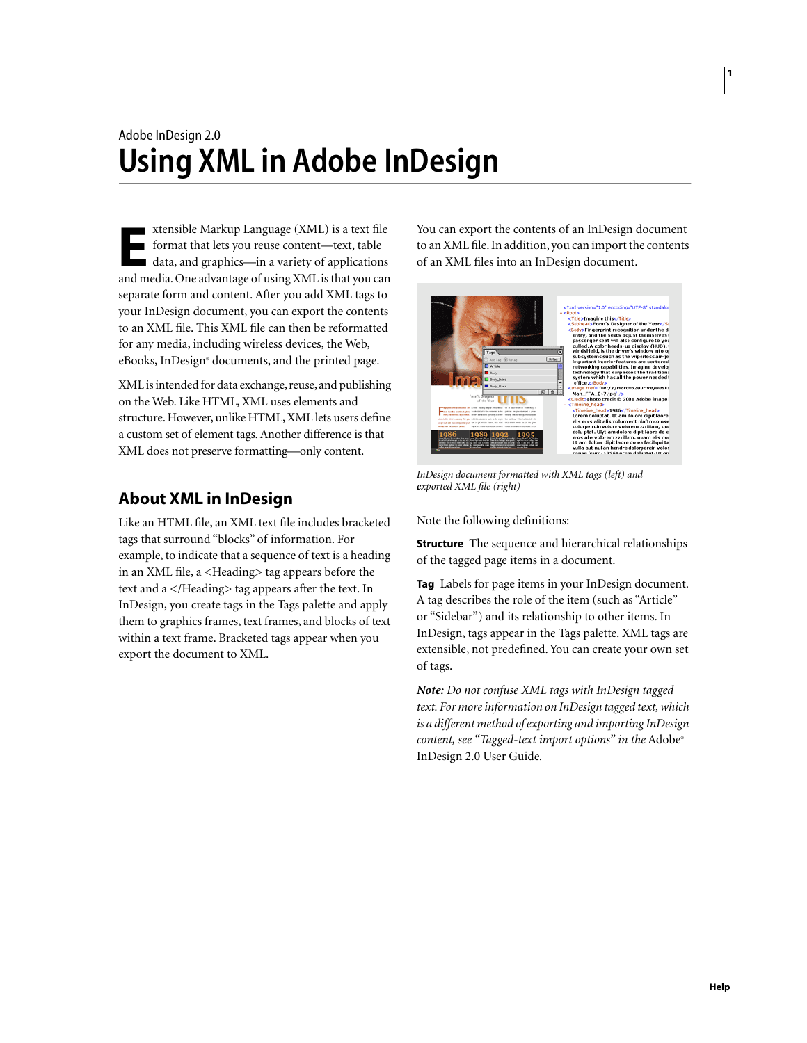Adobe InDesign 2.0

# Using XML in Adobe InDesign

Extensible Markup Language (XML) is a text file format that lets you reuse content—text, table data, and graphics—in a variety of applications and media. One advantage of using XML is that you can separate form and content. After you add XML tags to your InDesign document, you can export the contents to an XML file. This XML file can then be reformatted for any media, including wireless devices, the Web, eBooks, InDesign® documents, and the printed page.

XML is intended for data exchange, reuse, and publishing on the Web. Like HTML, XML uses elements and structure. However, unlike HTML, XML lets users define a custom set of element tags. Another difference is that XML does not preserve formatting—only content.

## About XML in InDesign

Like an HTML file, an XML text file includes bracketed tags that surround "blocks" of information. For example, to indicate that a sequence of text is a heading in an XML file, a <Heading> tag appears before the text and a </Heading> tag appears after the text. In InDesign, you create tags in the Tags palette and apply them to graphics frames, text frames, and blocks of text within a text frame. Bracketed tags appear when you export the document to XML.

You can export the contents of an InDesign document to an XML file. In addition, you can import the contents of an XML files into an InDesign document.

*InDesign document formatted with XML tags (left) and exported XML file (right)*

Note the following definitions:

**Structure** The sequence and hierarchical relationships of the tagged page items in a document.

**Tag** Labels for page items in your InDesign document. A tag describes the role of the item (such as "Article" or "Sidebar") and its relationship to other items. In InDesign, tags appear in the Tags palette. XML tags are extensible, not predefined. You can create your own set of tags.

***Note:*** *Do not confuse XML tags with InDesign tagged text. For more information on InDesign tagged text, which is a different method of exporting and importing InDesign content, see "Tagged-text import options" in the* Adobe® InDesign 2.0 User Guide.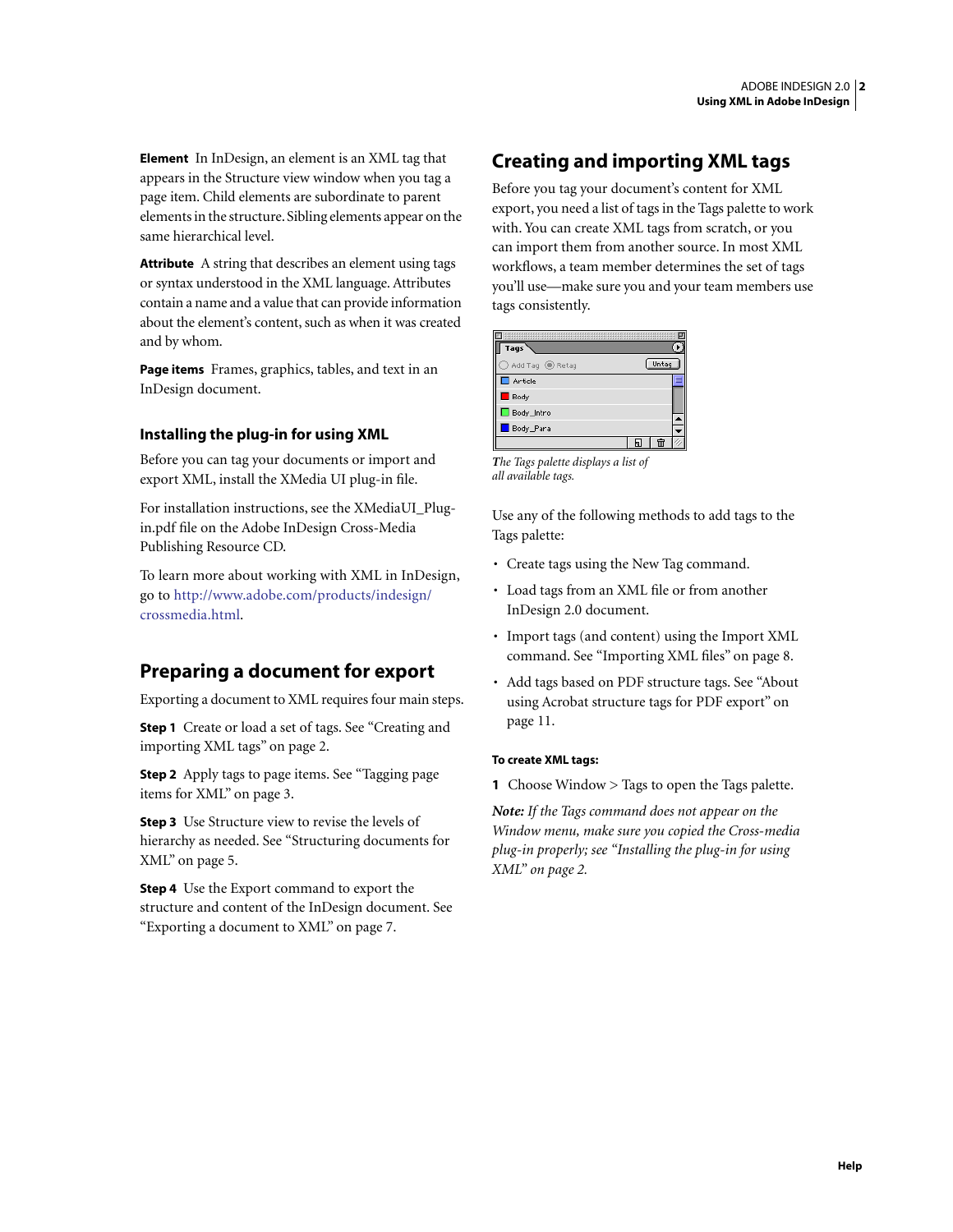**Element** In InDesign, an element is an XML tag that appears in the Structure view window when you tag a page item. Child elements are subordinate to parent elements in the structure. Sibling elements appear on the same hierarchical level.

**Attribute** A string that describes an element using tags or syntax understood in the XML language. Attributes contain a name and a value that can provide information about the element's content, such as when it was created and by whom.

**Page items** Frames, graphics, tables, and text in an InDesign document.

### Installing the plug-in for using XML

Before you can tag your documents or import and export XML, install the XMedia UI plug-in file.

For installation instructions, see the XMediaUI_Plug-in.pdf file on the Adobe InDesign Cross-Media Publishing Resource CD.

To learn more about working with XML in InDesign, go to http://www.adobe.com/products/indesign/crossmedia.html.

## Preparing a document for export

Exporting a document to XML requires four main steps.

**Step 1** Create or load a set of tags. See "Creating and importing XML tags" on page 2.

**Step 2** Apply tags to page items. See "Tagging page items for XML" on page 3.

**Step 3** Use Structure view to revise the levels of hierarchy as needed. See "Structuring documents for XML" on page 5.

**Step 4** Use the Export command to export the structure and content of the InDesign document. See "Exporting a document to XML" on page 7.

## Creating and importing XML tags

Before you tag your document's content for XML export, you need a list of tags in the Tags palette to work with. You can create XML tags from scratch, or you can import them from another source. In most XML workflows, a team member determines the set of tags you'll use—make sure you and your team members use tags consistently.

*The Tags palette displays a list of all available tags.*

Use any of the following methods to add tags to the Tags palette:

- Create tags using the New Tag command.
- Load tags from an XML file or from another InDesign 2.0 document.
- Import tags (and content) using the Import XML command. See "Importing XML files" on page 8.
- Add tags based on PDF structure tags. See "About using Acrobat structure tags for PDF export" on page 11.

**To create XML tags:**

**1** Choose Window > Tags to open the Tags palette.

***Note:*** *If the Tags command does not appear on the Window menu, make sure you copied the Cross-media plug-in properly; see "Installing the plug-in for using XML" on page 2.*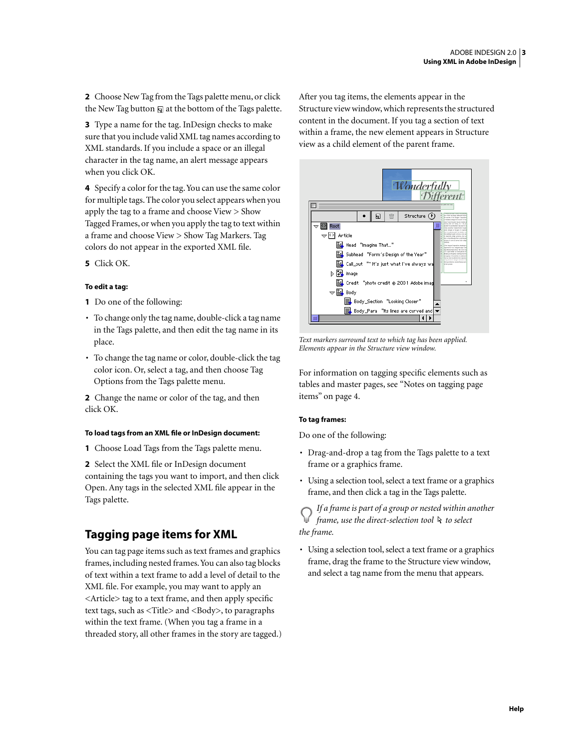2 Choose New Tag from the Tags palette menu, or click the New Tag button at the bottom of the Tags palette.

3 Type a name for the tag. InDesign checks to make sure that you include valid XML tag names according to XML standards. If you include a space or an illegal character in the tag name, an alert message appears when you click OK.

4 Specify a color for the tag. You can use the same color for multiple tags. The color you select appears when you apply the tag to a frame and choose View > Show Tagged Frames, or when you apply the tag to text within a frame and choose View > Show Tag Markers. Tag colors do not appear in the exported XML file.

5 Click OK.

**To edit a tag:**

1 Do one of the following:

- To change only the tag name, double-click a tag name in the Tags palette, and then edit the tag name in its place.
- To change the tag name or color, double-click the tag color icon. Or, select a tag, and then choose Tag Options from the Tags palette menu.

2 Change the name or color of the tag, and then click OK.

**To load tags from an XML file or InDesign document:**

1 Choose Load Tags from the Tags palette menu.

2 Select the XML file or InDesign document containing the tags you want to import, and then click Open. Any tags in the selected XML file appear in the Tags palette.

## Tagging page items for XML

You can tag page items such as text frames and graphics frames, including nested frames. You can also tag blocks of text within a text frame to add a level of detail to the XML file. For example, you may want to apply an <Article> tag to a text frame, and then apply specific text tags, such as <Title> and <Body>, to paragraphs within the text frame. (When you tag a frame in a threaded story, all other frames in the story are tagged.)

After you tag items, the elements appear in the Structure view window, which represents the structured content in the document. If you tag a section of text within a frame, the new element appears in Structure view as a child element of the parent frame.

*Text markers surround text to which tag has been applied. Elements appear in the Structure view window.*

For information on tagging specific elements such as tables and master pages, see "Notes on tagging page items" on page 4.

**To tag frames:**

Do one of the following:

- Drag-and-drop a tag from the Tags palette to a text frame or a graphics frame.
- Using a selection tool, select a text frame or a graphics frame, and then click a tag in the Tags palette.

*If a frame is part of a group or nested within another frame, use the direct-selection tool to select the frame.*

- Using a selection tool, select a text frame or a graphics frame, drag the frame to the Structure view window, and select a tag name from the menu that appears.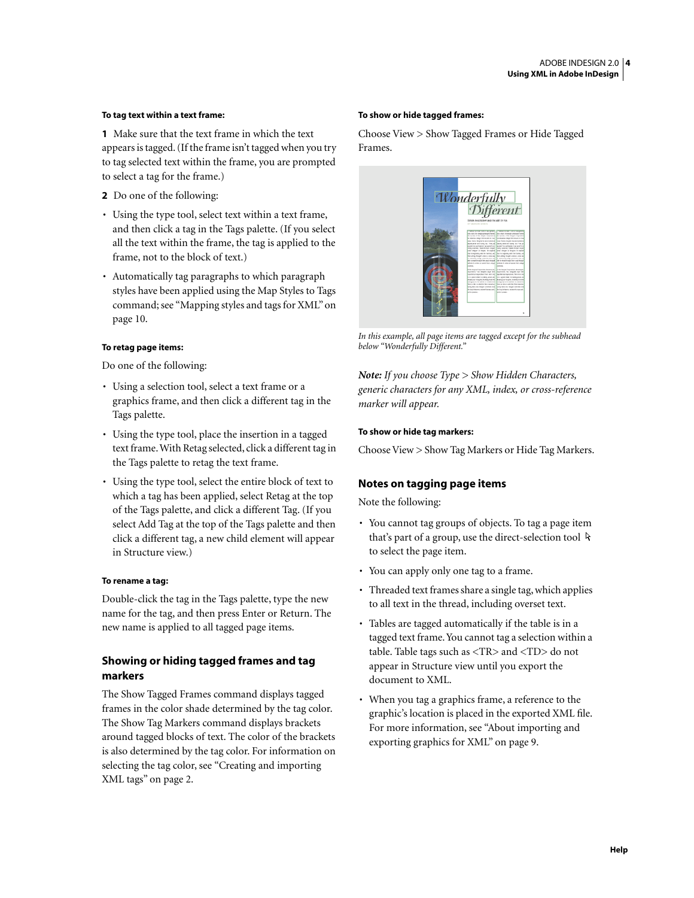**To tag text within a text frame:**

1 Make sure that the text frame in which the text appears is tagged. (If the frame isn't tagged when you try to tag selected text within the frame, you are prompted to select a tag for the frame.)

2 Do one of the following:

- Using the type tool, select text within a text frame, and then click a tag in the Tags palette. (If you select all the text within the frame, the tag is applied to the frame, not to the block of text.)
- Automatically tag paragraphs to which paragraph styles have been applied using the Map Styles to Tags command; see "Mapping styles and tags for XML" on page 10.

**To retag page items:**

Do one of the following:

- Using a selection tool, select a text frame or a graphics frame, and then click a different tag in the Tags palette.
- Using the type tool, place the insertion in a tagged text frame. With Retag selected, click a different tag in the Tags palette to retag the text frame.
- Using the type tool, select the entire block of text to which a tag has been applied, select Retag at the top of the Tags palette, and click a different Tag. (If you select Add Tag at the top of the Tags palette and then click a different tag, a new child element will appear in Structure view.)

**To rename a tag:**

Double-click the tag in the Tags palette, type the new name for the tag, and then press Enter or Return. The new name is applied to all tagged page items.

## Showing or hiding tagged frames and tag markers

The Show Tagged Frames command displays tagged frames in the color shade determined by the tag color. The Show Tag Markers command displays brackets around tagged blocks of text. The color of the brackets is also determined by the tag color. For information on selecting the tag color, see "Creating and importing XML tags" on page 2.

**To show or hide tagged frames:**

Choose View > Show Tagged Frames or Hide Tagged Frames.

*In this example, all page items are tagged except for the subhead below "Wonderfully Different."*

***Note:*** *If you choose Type > Show Hidden Characters, generic characters for any XML, index, or cross-reference marker will appear.*

**To show or hide tag markers:**

Choose View > Show Tag Markers or Hide Tag Markers.

## Notes on tagging page items

Note the following:

- You cannot tag groups of objects. To tag a page item that's part of a group, use the direct-selection tool to select the page item.
- You can apply only one tag to a frame.
- Threaded text frames share a single tag, which applies to all text in the thread, including overset text.
- Tables are tagged automatically if the table is in a tagged text frame. You cannot tag a selection within a table. Table tags such as <TR> and <TD> do not appear in Structure view until you export the document to XML.
- When you tag a graphics frame, a reference to the graphic's location is placed in the exported XML file. For more information, see "About importing and exporting graphics for XML" on page 9.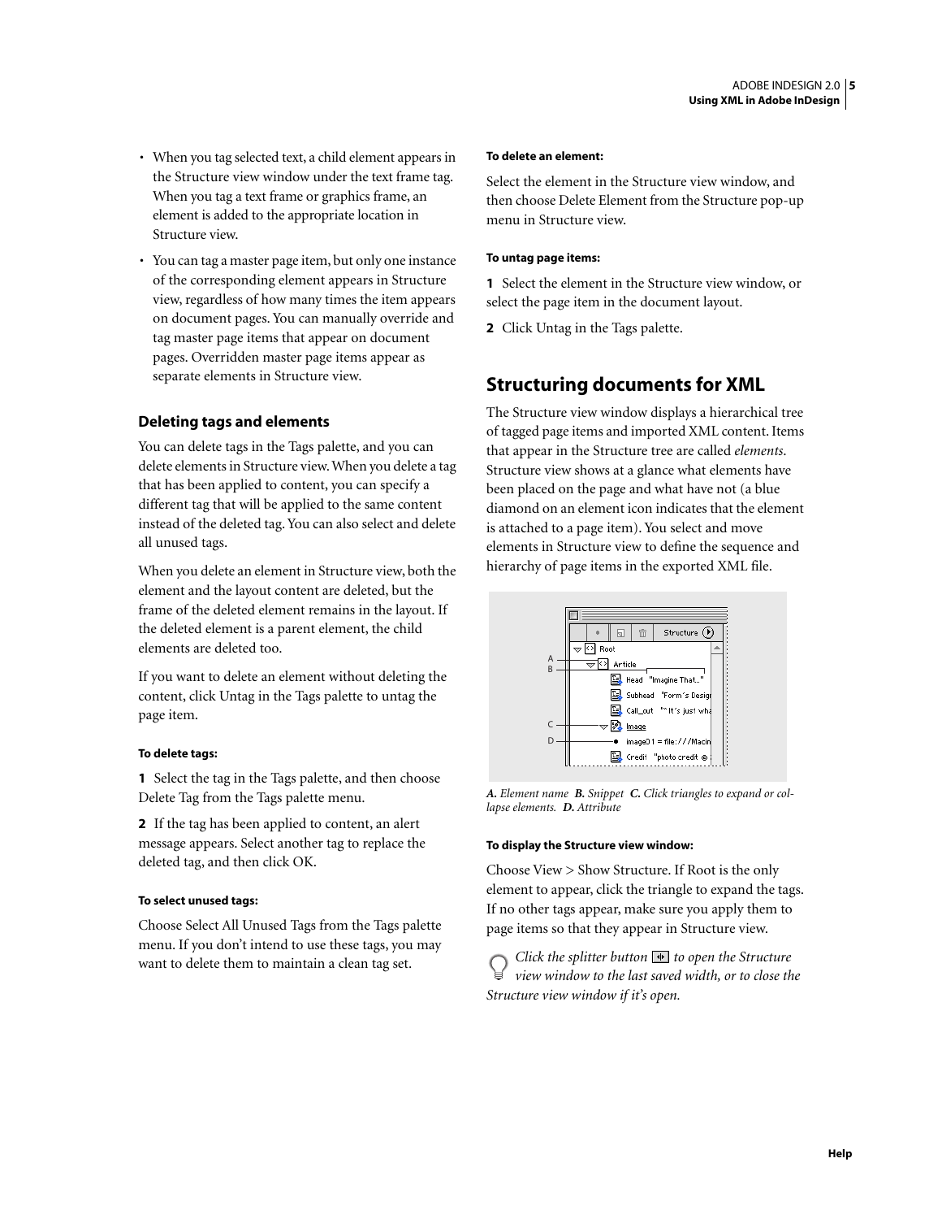- When you tag selected text, a child element appears in the Structure view window under the text frame tag. When you tag a text frame or graphics frame, an element is added to the appropriate location in Structure view.
- You can tag a master page item, but only one instance of the corresponding element appears in Structure view, regardless of how many times the item appears on document pages. You can manually override and tag master page items that appear on document pages. Overridden master page items appear as separate elements in Structure view.

### Deleting tags and elements

You can delete tags in the Tags palette, and you can delete elements in Structure view. When you delete a tag that has been applied to content, you can specify a different tag that will be applied to the same content instead of the deleted tag. You can also select and delete all unused tags.

When you delete an element in Structure view, both the element and the layout content are deleted, but the frame of the deleted element remains in the layout. If the deleted element is a parent element, the child elements are deleted too.

If you want to delete an element without deleting the content, click Untag in the Tags palette to untag the page item.

**To delete tags:**

**1** Select the tag in the Tags palette, and then choose Delete Tag from the Tags palette menu.

**2** If the tag has been applied to content, an alert message appears. Select another tag to replace the deleted tag, and then click OK.

**To select unused tags:**

Choose Select All Unused Tags from the Tags palette menu. If you don't intend to use these tags, you may want to delete them to maintain a clean tag set.

**To delete an element:**

Select the element in the Structure view window, and then choose Delete Element from the Structure pop-up menu in Structure view.

**To untag page items:**

**1** Select the element in the Structure view window, or select the page item in the document layout.

**2** Click Untag in the Tags palette.

## Structuring documents for XML

The Structure view window displays a hierarchical tree of tagged page items and imported XML content. Items that appear in the Structure tree are called *elements*. Structure view shows at a glance what elements have been placed on the page and what have not (a blue diamond on an element icon indicates that the element is attached to a page item). You select and move elements in Structure view to define the sequence and hierarchy of page items in the exported XML file.

***A.*** *Element name* ***B.*** *Snippet* ***C.*** *Click triangles to expand or collapse elements.* ***D.*** *Attribute*

**To display the Structure view window:**

Choose View > Show Structure. If Root is the only element to appear, click the triangle to expand the tags. If no other tags appear, make sure you apply them to page items so that they appear in Structure view.

*Click the splitter button to open the Structure view window to the last saved width, or to close the Structure view window if it's open.*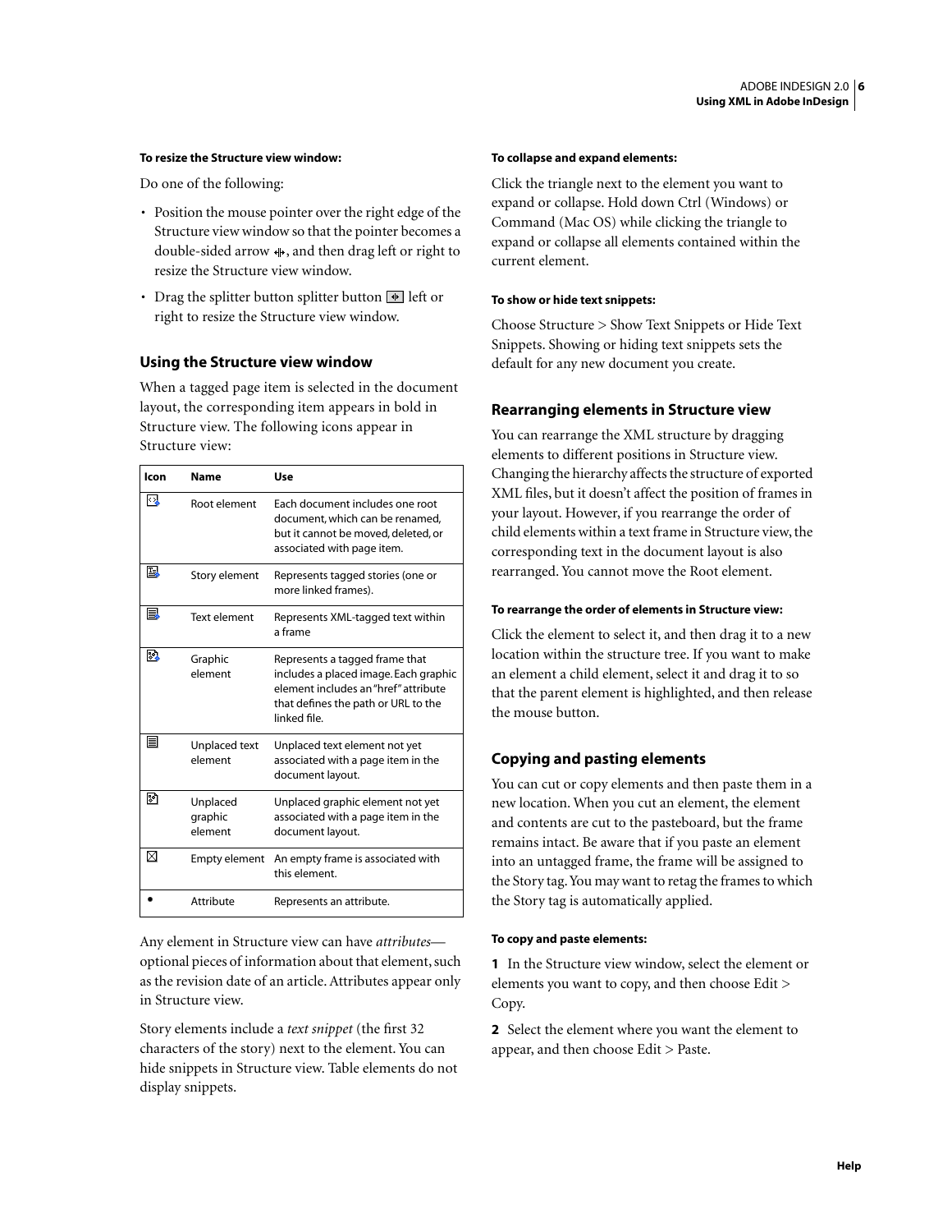**To resize the Structure view window:**

Do one of the following:

- Position the mouse pointer over the right edge of the Structure view window so that the pointer becomes a double-sided arrow, and then drag left or right to resize the Structure view window.
- Drag the splitter button splitter button left or right to resize the Structure view window.

### Using the Structure view window

When a tagged page item is selected in the document layout, the corresponding item appears in bold in Structure view. The following icons appear in Structure view:

| Icon | Name | Use |
|---|---|---|
| | Root element | Each document includes one root document, which can be renamed, but it cannot be moved, deleted, or associated with page item. |
| | Story element | Represents tagged stories (one or more linked frames). |
| | Text element | Represents XML-tagged text within a frame |
| | Graphic element | Represents a tagged frame that includes a placed image. Each graphic element includes an "href" attribute that defines the path or URL to the linked file. |
| | Unplaced text element | Unplaced text element not yet associated with a page item in the document layout. |
| | Unplaced graphic element | Unplaced graphic element not yet associated with a page item in the document layout. |
| ⊠ | Empty element | An empty frame is associated with this element. |
| • | Attribute | Represents an attribute. |

Any element in Structure view can have *attributes*—optional pieces of information about that element, such as the revision date of an article. Attributes appear only in Structure view.

Story elements include a *text snippet* (the first 32 characters of the story) next to the element. You can hide snippets in Structure view. Table elements do not display snippets.

**To collapse and expand elements:**

Click the triangle next to the element you want to expand or collapse. Hold down Ctrl (Windows) or Command (Mac OS) while clicking the triangle to expand or collapse all elements contained within the current element.

**To show or hide text snippets:**

Choose Structure > Show Text Snippets or Hide Text Snippets. Showing or hiding text snippets sets the default for any new document you create.

### Rearranging elements in Structure view

You can rearrange the XML structure by dragging elements to different positions in Structure view. Changing the hierarchy affects the structure of exported XML files, but it doesn't affect the position of frames in your layout. However, if you rearrange the order of child elements within a text frame in Structure view, the corresponding text in the document layout is also rearranged. You cannot move the Root element.

**To rearrange the order of elements in Structure view:**

Click the element to select it, and then drag it to a new location within the structure tree. If you want to make an element a child element, select it and drag it to so that the parent element is highlighted, and then release the mouse button.

### Copying and pasting elements

You can cut or copy elements and then paste them in a new location. When you cut an element, the element and contents are cut to the pasteboard, but the frame remains intact. Be aware that if you paste an element into an untagged frame, the frame will be assigned to the Story tag. You may want to retag the frames to which the Story tag is automatically applied.

**To copy and paste elements:**

**1** In the Structure view window, select the element or elements you want to copy, and then choose Edit > Copy.

**2** Select the element where you want the element to appear, and then choose Edit > Paste.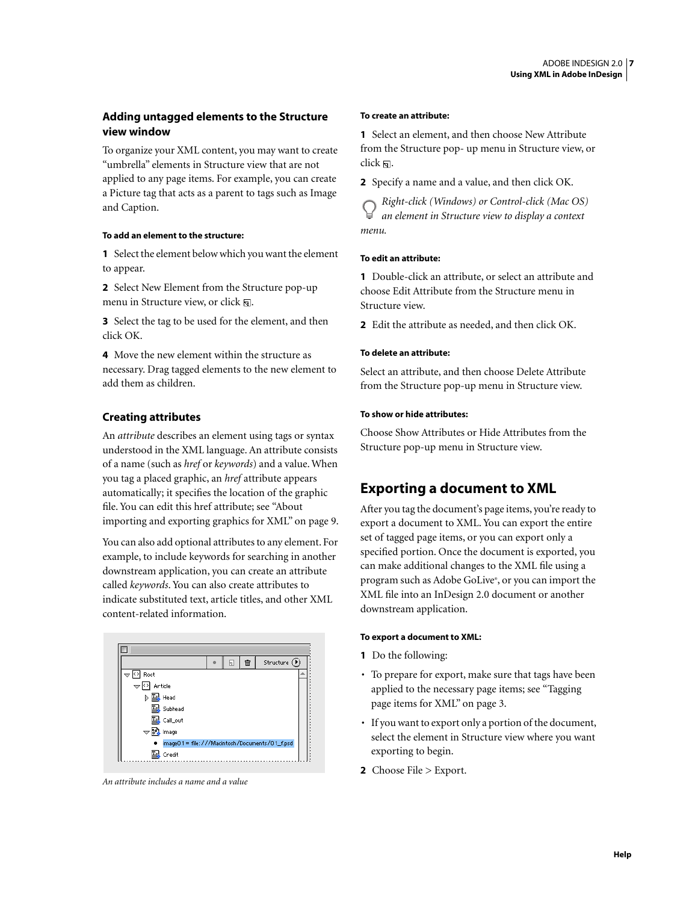### Adding untagged elements to the Structure view window

To organize your XML content, you may want to create “umbrella” elements in Structure view that are not applied to any page items. For example, you can create a Picture tag that acts as a parent to tags such as Image and Caption.

**To add an element to the structure:**

**1** Select the element below which you want the element to appear.

**2** Select New Element from the Structure pop-up menu in Structure view, or click .

**3** Select the tag to be used for the element, and then click OK.

**4** Move the new element within the structure as necessary. Drag tagged elements to the new element to add them as children.

### Creating attributes

An *attribute* describes an element using tags or syntax understood in the XML language. An attribute consists of a name (such as *href* or *keywords*) and a value. When you tag a placed graphic, an *href* attribute appears automatically; it specifies the location of the graphic file. You can edit this href attribute; see “About importing and exporting graphics for XML” on page 9.

You can also add optional attributes to any element. For example, to include keywords for searching in another downstream application, you can create an attribute called *keywords*. You can also create attributes to indicate substituted text, article titles, and other XML content-related information.

*An attribute includes a name and a value*

**To create an attribute:**

**1** Select an element, and then choose New Attribute from the Structure pop- up menu in Structure view, or click .

**2** Specify a name and a value, and then click OK.

*Right-click (Windows) or Control-click (Mac OS) an element in Structure view to display a context menu.*

**To edit an attribute:**

**1** Double-click an attribute, or select an attribute and choose Edit Attribute from the Structure menu in Structure view.

**2** Edit the attribute as needed, and then click OK.

**To delete an attribute:**

Select an attribute, and then choose Delete Attribute from the Structure pop-up menu in Structure view.

**To show or hide attributes:**

Choose Show Attributes or Hide Attributes from the Structure pop-up menu in Structure view.

## Exporting a document to XML

After you tag the document’s page items, you’re ready to export a document to XML. You can export the entire set of tagged page items, or you can export only a specified portion. Once the document is exported, you can make additional changes to the XML file using a program such as Adobe GoLive®, or you can import the XML file into an InDesign 2.0 document or another downstream application.

**To export a document to XML:**

**1** Do the following:

- To prepare for export, make sure that tags have been applied to the necessary page items; see “Tagging page items for XML” on page 3.
- If you want to export only a portion of the document, select the element in Structure view where you want exporting to begin.

**2** Choose File > Export.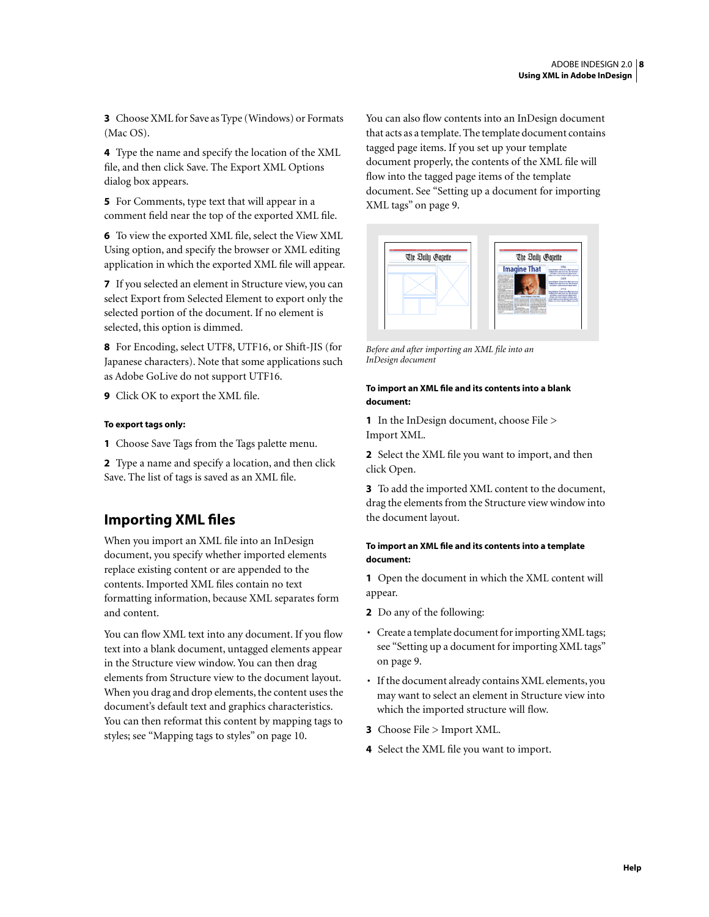3 Choose XML for Save as Type (Windows) or Formats (Mac OS).

4 Type the name and specify the location of the XML file, and then click Save. The Export XML Options dialog box appears.

5 For Comments, type text that will appear in a comment field near the top of the exported XML file.

6 To view the exported XML file, select the View XML Using option, and specify the browser or XML editing application in which the exported XML file will appear.

7 If you selected an element in Structure view, you can select Export from Selected Element to export only the selected portion of the document. If no element is selected, this option is dimmed.

8 For Encoding, select UTF8, UTF16, or Shift-JIS (for Japanese characters). Note that some applications such as Adobe GoLive do not support UTF16.

9 Click OK to export the XML file.

**To export tags only:**

1 Choose Save Tags from the Tags palette menu.

2 Type a name and specify a location, and then click Save. The list of tags is saved as an XML file.

## Importing XML files

When you import an XML file into an InDesign document, you specify whether imported elements replace existing content or are appended to the contents. Imported XML files contain no text formatting information, because XML separates form and content.

You can flow XML text into any document. If you flow text into a blank document, untagged elements appear in the Structure view window. You can then drag elements from Structure view to the document layout. When you drag and drop elements, the content uses the document's default text and graphics characteristics. You can then reformat this content by mapping tags to styles; see "Mapping tags to styles" on page 10.

You can also flow contents into an InDesign document that acts as a template. The template document contains tagged page items. If you set up your template document properly, the contents of the XML file will flow into the tagged page items of the template document. See "Setting up a document for importing XML tags" on page 9.

*Before and after importing an XML file into an InDesign document*

**To import an XML file and its contents into a blank document:**

1 In the InDesign document, choose File > Import XML.

2 Select the XML file you want to import, and then click Open.

3 To add the imported XML content to the document, drag the elements from the Structure view window into the document layout.

**To import an XML file and its contents into a template document:**

1 Open the document in which the XML content will appear.

2 Do any of the following:

- Create a template document for importing XML tags; see "Setting up a document for importing XML tags" on page 9.
- If the document already contains XML elements, you may want to select an element in Structure view into which the imported structure will flow.

3 Choose File > Import XML.

4 Select the XML file you want to import.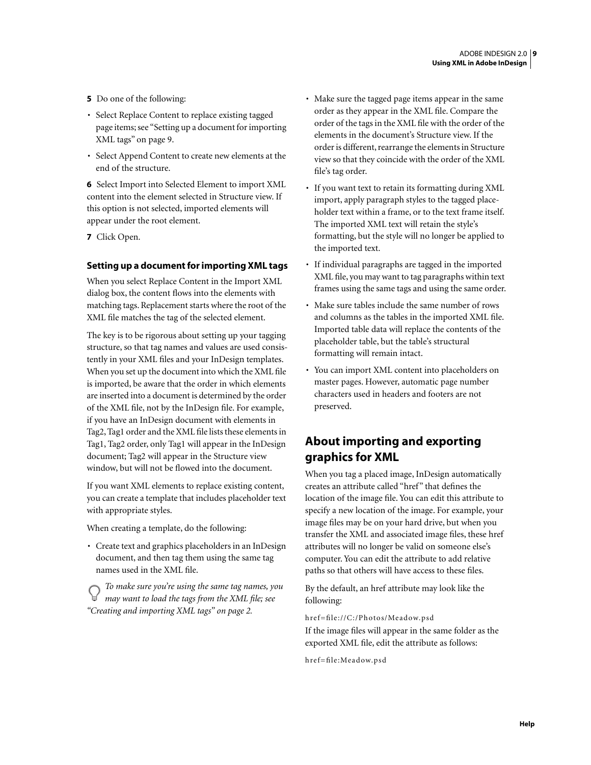**5** Do one of the following:

- Select Replace Content to replace existing tagged page items; see "Setting up a document for importing XML tags" on page 9.
- Select Append Content to create new elements at the end of the structure.

**6** Select Import into Selected Element to import XML content into the element selected in Structure view. If this option is not selected, imported elements will appear under the root element.

**7** Click Open.

### Setting up a document for importing XML tags

When you select Replace Content in the Import XML dialog box, the content flows into the elements with matching tags. Replacement starts where the root of the XML file matches the tag of the selected element.

The key is to be rigorous about setting up your tagging structure, so that tag names and values are used consistently in your XML files and your InDesign templates. When you set up the document into which the XML file is imported, be aware that the order in which elements are inserted into a document is determined by the order of the XML file, not by the InDesign file. For example, if you have an InDesign document with elements in Tag2, Tag1 order and the XML file lists these elements in Tag1, Tag2 order, only Tag1 will appear in the InDesign document; Tag2 will appear in the Structure view window, but will not be flowed into the document.

If you want XML elements to replace existing content, you can create a template that includes placeholder text with appropriate styles.

When creating a template, do the following:

- Create text and graphics placeholders in an InDesign document, and then tag them using the same tag names used in the XML file.

*To make sure you're using the same tag names, you may want to load the tags from the XML file; see "Creating and importing XML tags" on page 2.*

- Make sure the tagged page items appear in the same order as they appear in the XML file. Compare the order of the tags in the XML file with the order of the elements in the document's Structure view. If the order is different, rearrange the elements in Structure view so that they coincide with the order of the XML file's tag order.
- If you want text to retain its formatting during XML import, apply paragraph styles to the tagged placeholder text within a frame, or to the text frame itself. The imported XML text will retain the style's formatting, but the style will no longer be applied to the imported text.
- If individual paragraphs are tagged in the imported XML file, you may want to tag paragraphs within text frames using the same tags and using the same order.
- Make sure tables include the same number of rows and columns as the tables in the imported XML file. Imported table data will replace the contents of the placeholder table, but the table's structural formatting will remain intact.
- You can import XML content into placeholders on master pages. However, automatic page number characters used in headers and footers are not preserved.

## About importing and exporting graphics for XML

When you tag a placed image, InDesign automatically creates an attribute called "href" that defines the location of the image file. You can edit this attribute to specify a new location of the image. For example, your image files may be on your hard drive, but when you transfer the XML and associated image files, these href attributes will no longer be valid on someone else's computer. You can edit the attribute to add relative paths so that others will have access to these files.

By the default, an href attribute may look like the following:

```
href=file://C:/Photos/Meadow.psd
```

If the image files will appear in the same folder as the exported XML file, edit the attribute as follows:

```
href=file:Meadow.psd
```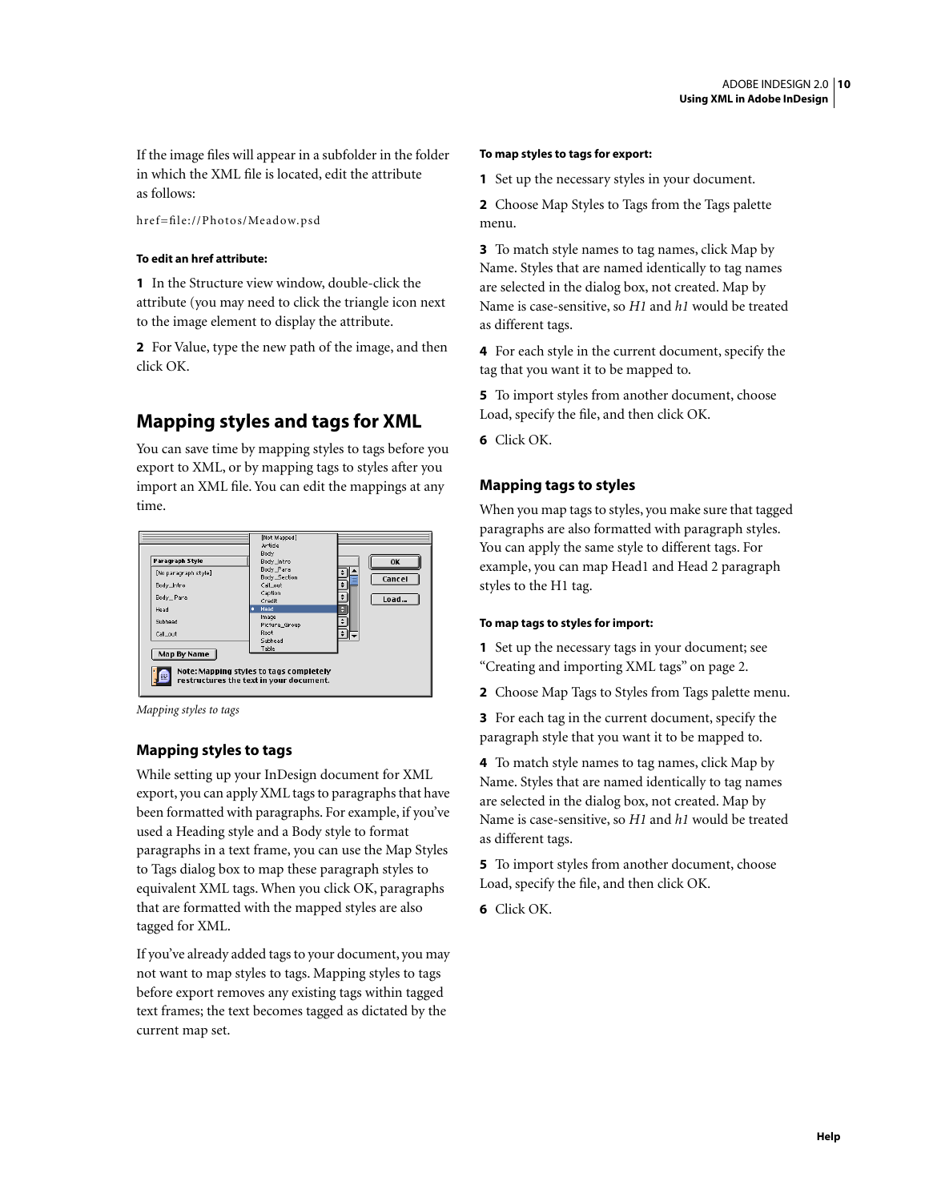If the image files will appear in a subfolder in the folder in which the XML file is located, edit the attribute as follows:

href=file://Photos/Meadow.psd

**To edit an href attribute:**

**1** In the Structure view window, double-click the attribute (you may need to click the triangle icon next to the image element to display the attribute.

**2** For Value, type the new path of the image, and then click OK.

## Mapping styles and tags for XML

You can save time by mapping styles to tags before you export to XML, or by mapping tags to styles after you import an XML file. You can edit the mappings at any time.

*Mapping styles to tags*

### Mapping styles to tags

While setting up your InDesign document for XML export, you can apply XML tags to paragraphs that have been formatted with paragraphs. For example, if you've used a Heading style and a Body style to format paragraphs in a text frame, you can use the Map Styles to Tags dialog box to map these paragraph styles to equivalent XML tags. When you click OK, paragraphs that are formatted with the mapped styles are also tagged for XML.

If you've already added tags to your document, you may not want to map styles to tags. Mapping styles to tags before export removes any existing tags within tagged text frames; the text becomes tagged as dictated by the current map set.

**To map styles to tags for export:**

**1** Set up the necessary styles in your document.

**2** Choose Map Styles to Tags from the Tags palette menu.

**3** To match style names to tag names, click Map by Name. Styles that are named identically to tag names are selected in the dialog box, not created. Map by Name is case-sensitive, so *H1* and *h1* would be treated as different tags.

**4** For each style in the current document, specify the tag that you want it to be mapped to.

**5** To import styles from another document, choose Load, specify the file, and then click OK.

**6** Click OK.

### Mapping tags to styles

When you map tags to styles, you make sure that tagged paragraphs are also formatted with paragraph styles. You can apply the same style to different tags. For example, you can map Head1 and Head 2 paragraph styles to the H1 tag.

**To map tags to styles for import:**

**1** Set up the necessary tags in your document; see "Creating and importing XML tags" on page 2.

**2** Choose Map Tags to Styles from Tags palette menu.

**3** For each tag in the current document, specify the paragraph style that you want it to be mapped to.

**4** To match style names to tag names, click Map by Name. Styles that are named identically to tag names are selected in the dialog box, not created. Map by Name is case-sensitive, so *H1* and *h1* would be treated as different tags.

**5** To import styles from another document, choose Load, specify the file, and then click OK.

**6** Click OK.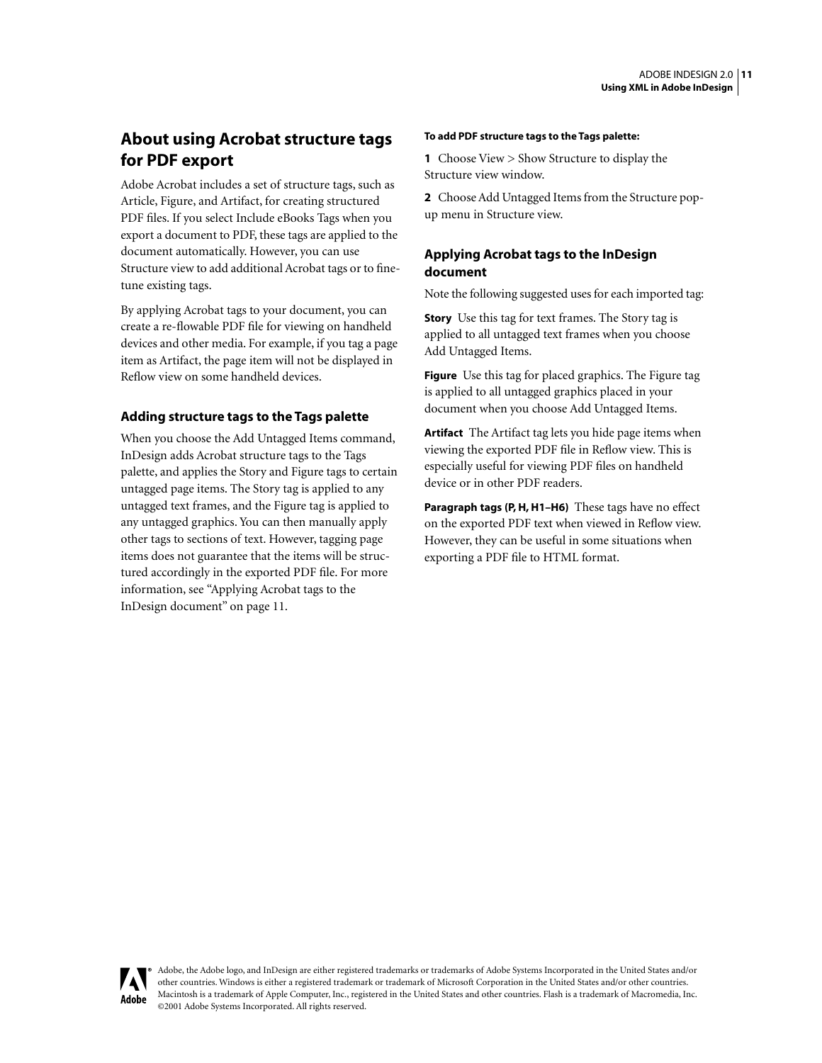## About using Acrobat structure tags for PDF export

Adobe Acrobat includes a set of structure tags, such as Article, Figure, and Artifact, for creating structured PDF files. If you select Include eBooks Tags when you export a document to PDF, these tags are applied to the document automatically. However, you can use Structure view to add additional Acrobat tags or to fine-tune existing tags.

By applying Acrobat tags to your document, you can create a re-flowable PDF file for viewing on handheld devices and other media. For example, if you tag a page item as Artifact, the page item will not be displayed in Reflow view on some handheld devices.

### Adding structure tags to the Tags palette

When you choose the Add Untagged Items command, InDesign adds Acrobat structure tags to the Tags palette, and applies the Story and Figure tags to certain untagged page items. The Story tag is applied to any untagged text frames, and the Figure tag is applied to any untagged graphics. You can then manually apply other tags to sections of text. However, tagging page items does not guarantee that the items will be structured accordingly in the exported PDF file. For more information, see "Applying Acrobat tags to the InDesign document" on page 11.

**To add PDF structure tags to the Tags palette:**

**1** Choose View > Show Structure to display the Structure view window.

**2** Choose Add Untagged Items from the Structure pop-up menu in Structure view.

### Applying Acrobat tags to the InDesign document

Note the following suggested uses for each imported tag:

**Story** Use this tag for text frames. The Story tag is applied to all untagged text frames when you choose Add Untagged Items.

**Figure** Use this tag for placed graphics. The Figure tag is applied to all untagged graphics placed in your document when you choose Add Untagged Items.

**Artifact** The Artifact tag lets you hide page items when viewing the exported PDF file in Reflow view. This is especially useful for viewing PDF files on handheld device or in other PDF readers.

**Paragraph tags (P, H, H1–H6)** These tags have no effect on the exported PDF text when viewed in Reflow view. However, they can be useful in some situations when exporting a PDF file to HTML format.

Adobe, the Adobe logo, and InDesign are either registered trademarks or trademarks of Adobe Systems Incorporated in the United States and/or other countries. Windows is either a registered trademark or trademark of Microsoft Corporation in the United States and/or other countries. Macintosh is a trademark of Apple Computer, Inc., registered in the United States and other countries. Flash is a trademark of Macromedia, Inc. ©2001 Adobe Systems Incorporated. All rights reserved.